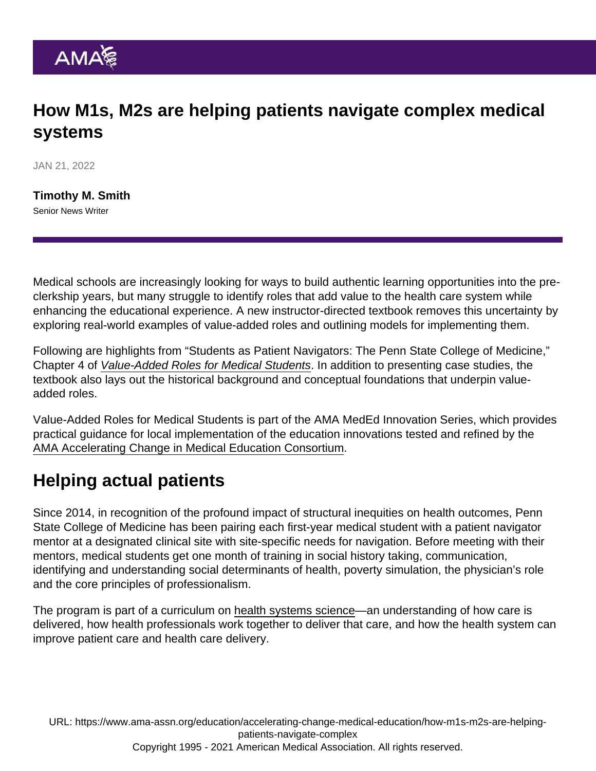# How M1s, M2s are helping patients navigate complex medical systems

JAN 21, 2022

**Timothy M. Smith**
Senior News Writer

Medical schools are increasingly looking for ways to build authentic learning opportunities into the pre-clerkship years, but many struggle to identify roles that add value to the health care system while enhancing the educational experience. A new instructor-directed textbook removes this uncertainty by exploring real-world examples of value-added roles and outlining models for implementing them.

Following are highlights from "Students as Patient Navigators: The Penn State College of Medicine," Chapter 4 of *Value-Added Roles for Medical Students*. In addition to presenting case studies, the textbook also lays out the historical background and conceptual foundations that underpin value-added roles.

Value-Added Roles for Medical Students is part of the AMA MedEd Innovation Series, which provides practical guidance for local implementation of the education innovations tested and refined by the AMA Accelerating Change in Medical Education Consortium.

## Helping actual patients

Since 2014, in recognition of the profound impact of structural inequities on health outcomes, Penn State College of Medicine has been pairing each first-year medical student with a patient navigator mentor at a designated clinical site with site-specific needs for navigation. Before meeting with their mentors, medical students get one month of training in social history taking, communication, identifying and understanding social determinants of health, poverty simulation, the physician's role and the core principles of professionalism.

The program is part of a curriculum on health systems science—an understanding of how care is delivered, how health professionals work together to deliver that care, and how the health system can improve patient care and health care delivery.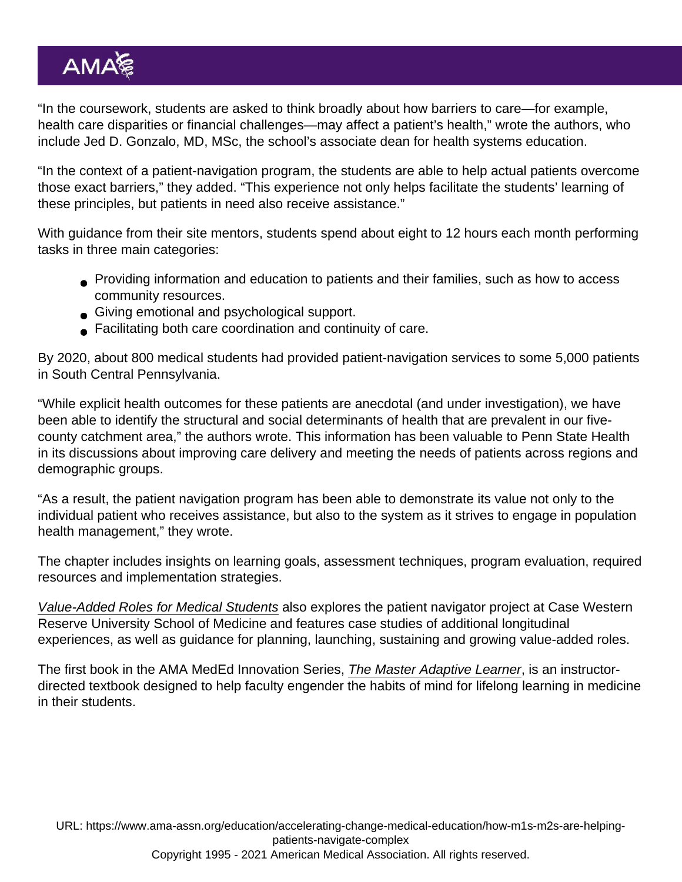"In the coursework, students are asked to think broadly about how barriers to care—for example, health care disparities or financial challenges—may affect a patient's health," wrote the authors, who include Jed D. Gonzalo, MD, MSc, the school's associate dean for health systems education.

"In the context of a patient-navigation program, the students are able to help actual patients overcome those exact barriers," they added. "This experience not only helps facilitate the students' learning of these principles, but patients in need also receive assistance."

With guidance from their site mentors, students spend about eight to 12 hours each month performing tasks in three main categories:

- Providing information and education to patients and their families, such as how to access community resources.
- Giving emotional and psychological support.
- Facilitating both care coordination and continuity of care.

By 2020, about 800 medical students had provided patient-navigation services to some 5,000 patients in South Central Pennsylvania.

"While explicit health outcomes for these patients are anecdotal (and under investigation), we have been able to identify the structural and social determinants of health that are prevalent in our five-county catchment area," the authors wrote. This information has been valuable to Penn State Health in its discussions about improving care delivery and meeting the needs of patients across regions and demographic groups.

"As a result, the patient navigation program has been able to demonstrate its value not only to the individual patient who receives assistance, but also to the system as it strives to engage in population health management," they wrote.

The chapter includes insights on learning goals, assessment techniques, program evaluation, required resources and implementation strategies.

*Value-Added Roles for Medical Students* also explores the patient navigator project at Case Western Reserve University School of Medicine and features case studies of additional longitudinal experiences, as well as guidance for planning, launching, sustaining and growing value-added roles.

The first book in the AMA MedEd Innovation Series, *The Master Adaptive Learner*, is an instructor-directed textbook designed to help faculty engender the habits of mind for lifelong learning in medicine in their students.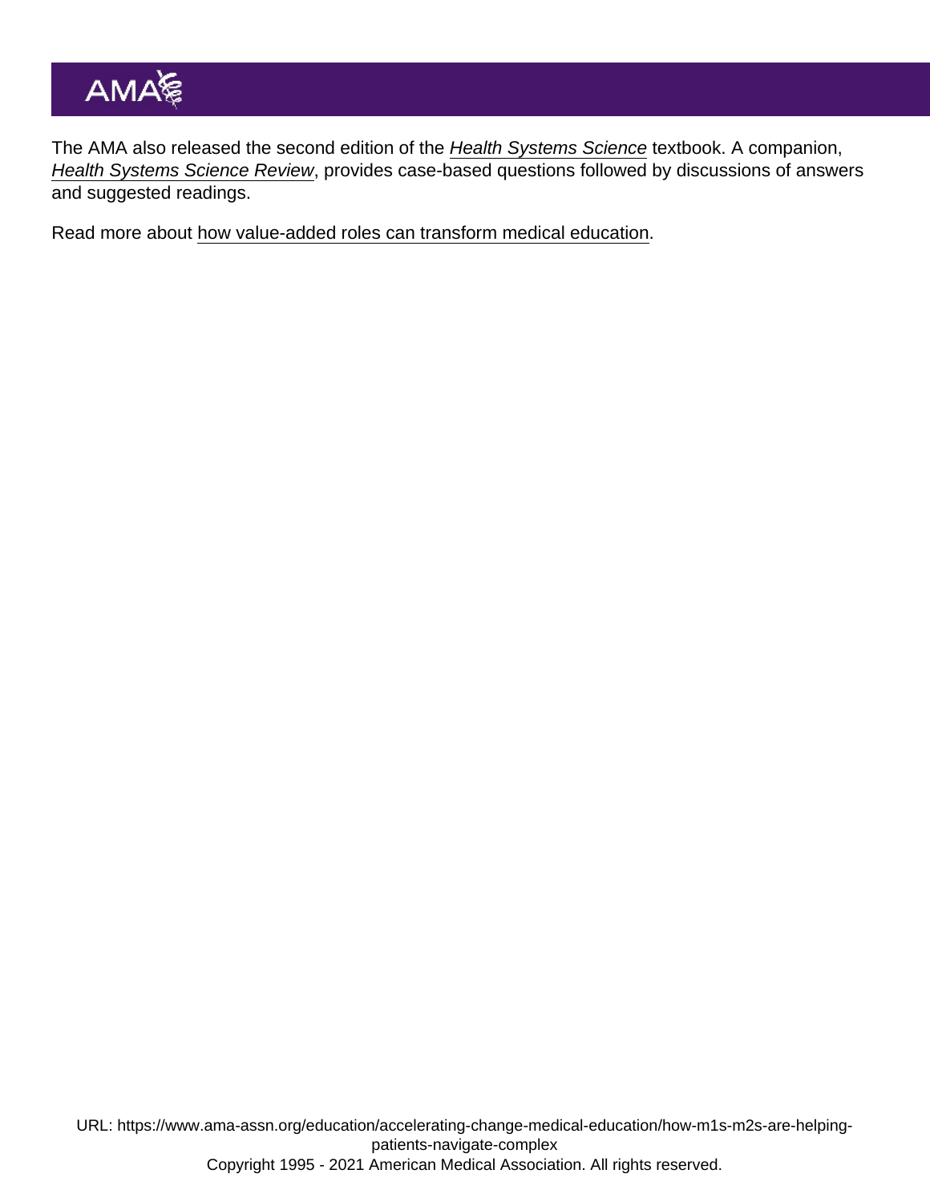The AMA also released the second edition of the *Health Systems Science* textbook. A companion, *Health Systems Science Review*, provides case-based questions followed by discussions of answers and suggested readings.

Read more about how value-added roles can transform medical education.